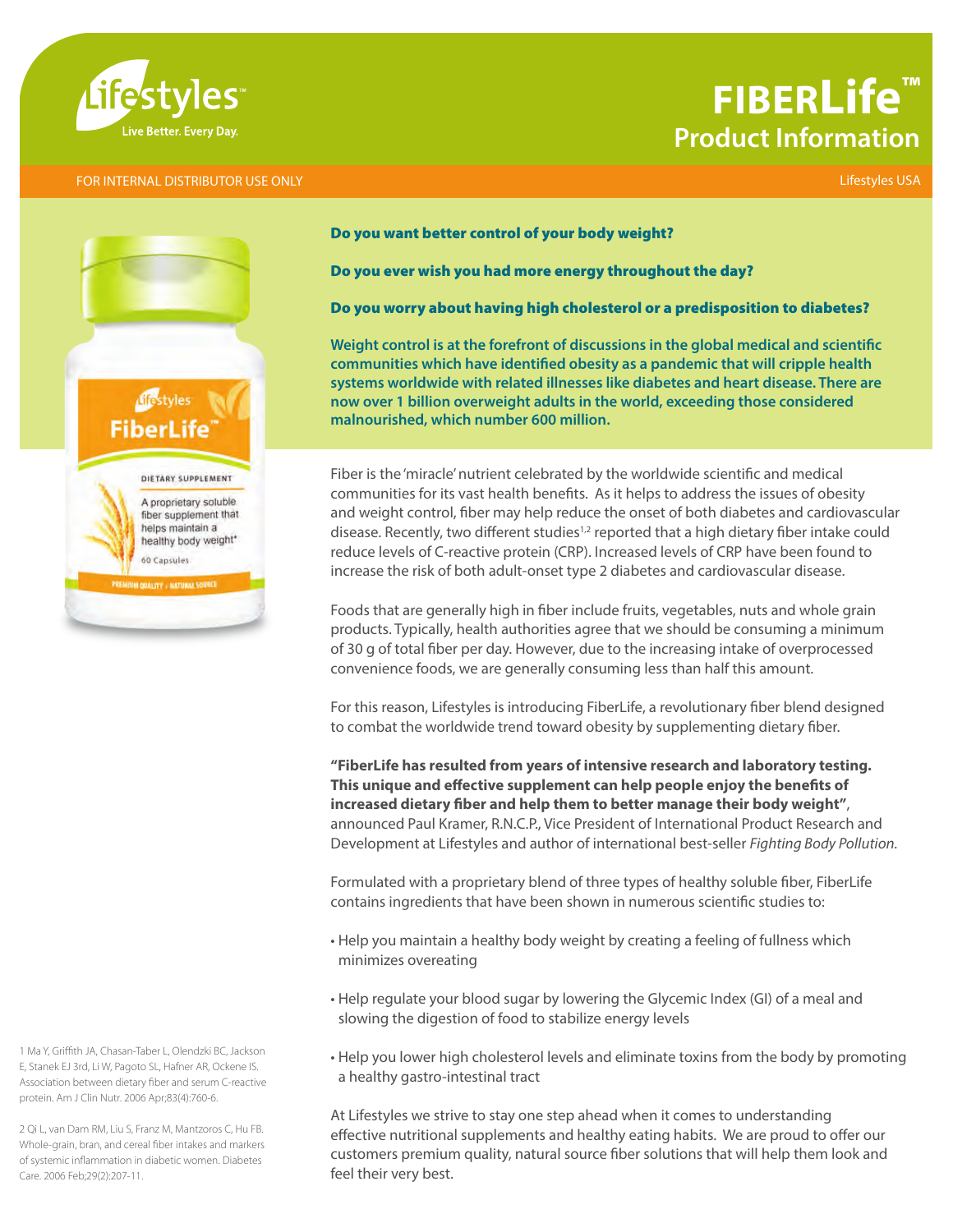# FIBERLife™

## Product Information

FOR INTERNAL DISTRIBUTOR USE ONLY

Lifestyles USA

**Do you want better control of your body weight?**

**Do you ever wish you had more energy throughout the day?**

**Do you worry about having high cholesterol or a predisposition to diabetes?**

**Weight control is at the forefront of discussions in the global medical and scientific communities which have identified obesity as a pandemic that will cripple health systems worldwide with related illnesses like diabetes and heart disease. There are now over 1 billion overweight adults in the world, exceeding those considered malnourished, which number 600 million.**

Fiber is the 'miracle' nutrient celebrated by the worldwide scientific and medical communities for its vast health benefits. As it helps to address the issues of obesity and weight control, fiber may help reduce the onset of both diabetes and cardiovascular disease. Recently, two different studies[1,2] reported that a high dietary fiber intake could reduce levels of C-reactive protein (CRP). Increased levels of CRP have been found to increase the risk of both adult-onset type 2 diabetes and cardiovascular disease.

Foods that are generally high in fiber include fruits, vegetables, nuts and whole grain products. Typically, health authorities agree that we should be consuming a minimum of 30 g of total fiber per day. However, due to the increasing intake of overprocessed convenience foods, we are generally consuming less than half this amount.

For this reason, Lifestyles is introducing FiberLife, a revolutionary fiber blend designed to combat the worldwide trend toward obesity by supplementing dietary fiber.

**"FiberLife has resulted from years of intensive research and laboratory testing. This unique and effective supplement can help people enjoy the benefits of increased dietary fiber and help them to better manage their body weight"**, announced Paul Kramer, R.N.C.P., Vice President of International Product Research and Development at Lifestyles and author of international best-seller *Fighting Body Pollution.*

Formulated with a proprietary blend of three types of healthy soluble fiber, FiberLife contains ingredients that have been shown in numerous scientific studies to:

- Help you maintain a healthy body weight by creating a feeling of fullness which minimizes overeating
- Help regulate your blood sugar by lowering the Glycemic Index (GI) of a meal and slowing the digestion of food to stabilize energy levels
- Help you lower high cholesterol levels and eliminate toxins from the body by promoting a healthy gastro-intestinal tract

At Lifestyles we strive to stay one step ahead when it comes to understanding effective nutritional supplements and healthy eating habits. We are proud to offer our customers premium quality, natural source fiber solutions that will help them look and feel their very best.

1 Ma Y, Griffith JA, Chasan-Taber L, Olendzki BC, Jackson E, Stanek EJ 3rd, Li W, Pagoto SL, Hafner AR, Ockene IS. Association between dietary fiber and serum C-reactive protein. Am J Clin Nutr. 2006 Apr;83(4):760-6.

2 Qi L, van Dam RM, Liu S, Franz M, Mantzoros C, Hu FB. Whole-grain, bran, and cereal fiber intakes and markers of systemic inflammation in diabetic women. Diabetes Care. 2006 Feb;29(2):207-11.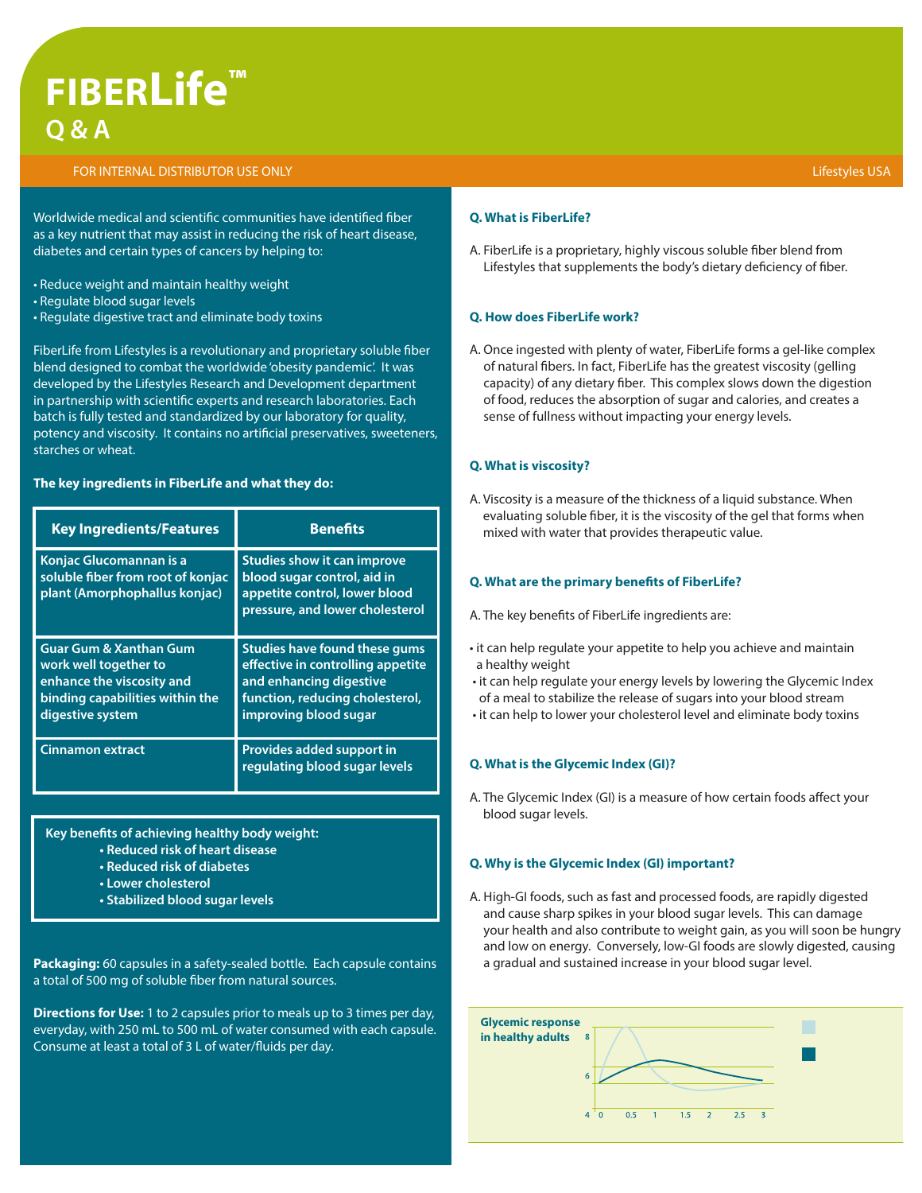# FIBERLife™
## Q & A

FOR INTERNAL DISTRIBUTOR USE ONLY

Lifestyles USA

Worldwide medical and scientific communities have identified fiber as a key nutrient that may assist in reducing the risk of heart disease, diabetes and certain types of cancers by helping to:

- Reduce weight and maintain healthy weight
- Regulate blood sugar levels
- Regulate digestive tract and eliminate body toxins

FiberLife from Lifestyles is a revolutionary and proprietary soluble fiber blend designed to combat the worldwide 'obesity pandemic'. It was developed by the Lifestyles Research and Development department in partnership with scientific experts and research laboratories. Each batch is fully tested and standardized by our laboratory for quality, potency and viscosity. It contains no artificial preservatives, sweeteners, starches or wheat.

**The key ingredients in FiberLife and what they do:**

| Key Ingredients/Features | Benefits |
|---|---|
| Konjac Glucomannan is a soluble fiber from root of konjac plant (Amorphophallus konjac) | Studies show it can improve blood sugar control, aid in appetite control, lower blood pressure, and lower cholesterol |
| Guar Gum & Xanthan Gum work well together to enhance the viscosity and binding capabilities within the digestive system | Studies have found these gums effective in controlling appetite and enhancing digestive function, reducing cholesterol, improving blood sugar |
| Cinnamon extract | Provides added support in regulating blood sugar levels |

**Key benefits of achieving healthy body weight:**
- Reduced risk of heart disease
- Reduced risk of diabetes
- Lower cholesterol
- Stabilized blood sugar levels

**Packaging:** 60 capsules in a safety-sealed bottle. Each capsule contains a total of 500 mg of soluble fiber from natural sources.

**Directions for Use:** 1 to 2 capsules prior to meals up to 3 times per day, everyday, with 250 mL to 500 mL of water consumed with each capsule. Consume at least a total of 3 L of water/fluids per day.

**Q. What is FiberLife?**

A. FiberLife is a proprietary, highly viscous soluble fiber blend from Lifestyles that supplements the body's dietary deficiency of fiber.

**Q. How does FiberLife work?**

A. Once ingested with plenty of water, FiberLife forms a gel-like complex of natural fibers. In fact, FiberLife has the greatest viscosity (gelling capacity) of any dietary fiber. This complex slows down the digestion of food, reduces the absorption of sugar and calories, and creates a sense of fullness without impacting your energy levels.

**Q. What is viscosity?**

A. Viscosity is a measure of the thickness of a liquid substance. When evaluating soluble fiber, it is the viscosity of the gel that forms when mixed with water that provides therapeutic value.

**Q. What are the primary benefits of FiberLife?**

A. The key benefits of FiberLife ingredients are:

- it can help regulate your appetite to help you achieve and maintain a healthy weight
- it can help regulate your energy levels by lowering the Glycemic Index of a meal to stabilize the release of sugars into your blood stream
- it can help to lower your cholesterol level and eliminate body toxins

**Q. What is the Glycemic Index (GI)?**

A. The Glycemic Index (GI) is a measure of how certain foods affect your blood sugar levels.

**Q. Why is the Glycemic Index (GI) important?**

A. High-GI foods, such as fast and processed foods, are rapidly digested and cause sharp spikes in your blood sugar levels. This can damage your health and also contribute to weight gain, as you will soon be hungry and low on energy. Conversely, low-GI foods are slowly digested, causing a gradual and sustained increase in your blood sugar level.

Glycemic response in healthy adults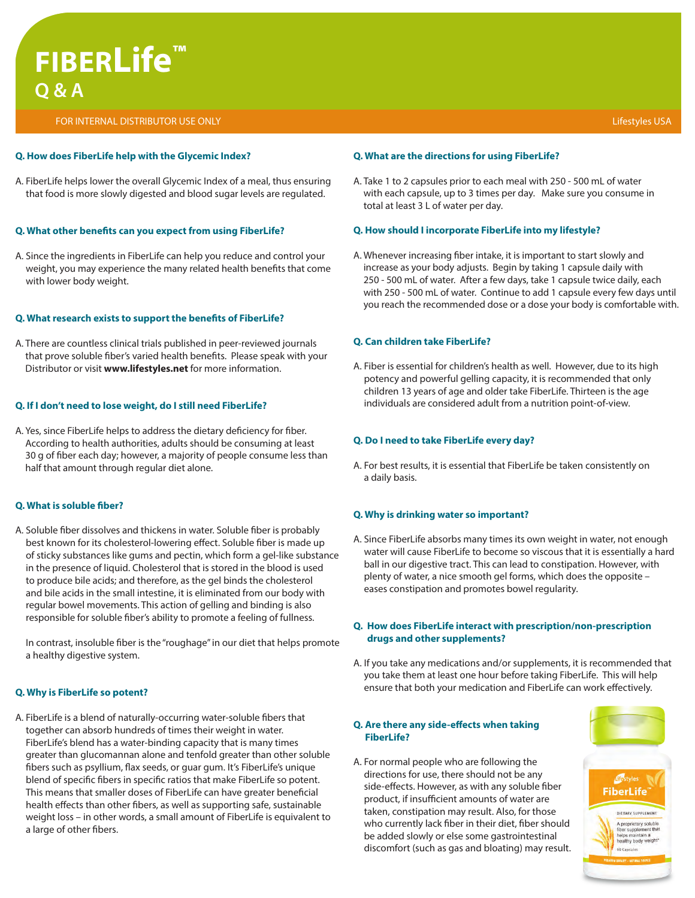# FIBERLife™

## Q & A

FOR INTERNAL DISTRIBUTOR USE ONLY

Lifestyles USA

**Q. How does FiberLife help with the Glycemic Index?**

A. FiberLife helps lower the overall Glycemic Index of a meal, thus ensuring that food is more slowly digested and blood sugar levels are regulated.

**Q. What other benefits can you expect from using FiberLife?**

A. Since the ingredients in FiberLife can help you reduce and control your weight, you may experience the many related health benefits that come with lower body weight.

**Q. What research exists to support the benefits of FiberLife?**

A. There are countless clinical trials published in peer-reviewed journals that prove soluble fiber's varied health benefits. Please speak with your Distributor or visit **www.lifestyles.net** for more information.

**Q. If I don't need to lose weight, do I still need FiberLife?**

A. Yes, since FiberLife helps to address the dietary deficiency for fiber. According to health authorities, adults should be consuming at least 30 g of fiber each day; however, a majority of people consume less than half that amount through regular diet alone.

**Q. What is soluble fiber?**

A. Soluble fiber dissolves and thickens in water. Soluble fiber is probably best known for its cholesterol-lowering effect. Soluble fiber is made up of sticky substances like gums and pectin, which form a gel-like substance in the presence of liquid. Cholesterol that is stored in the blood is used to produce bile acids; and therefore, as the gel binds the cholesterol and bile acids in the small intestine, it is eliminated from our body with regular bowel movements. This action of gelling and binding is also responsible for soluble fiber's ability to promote a feeling of fullness.

In contrast, insoluble fiber is the "roughage" in our diet that helps promote a healthy digestive system.

**Q. Why is FiberLife so potent?**

A. FiberLife is a blend of naturally-occurring water-soluble fibers that together can absorb hundreds of times their weight in water. FiberLife's blend has a water-binding capacity that is many times greater than glucomannan alone and tenfold greater than other soluble fibers such as psyllium, flax seeds, or guar gum. It's FiberLife's unique blend of specific fibers in specific ratios that make FiberLife so potent. This means that smaller doses of FiberLife can have greater beneficial health effects than other fibers, as well as supporting safe, sustainable weight loss – in other words, a small amount of FiberLife is equivalent to a large of other fibers.

**Q. What are the directions for using FiberLife?**

A. Take 1 to 2 capsules prior to each meal with 250 - 500 mL of water with each capsule, up to 3 times per day. Make sure you consume in total at least 3 L of water per day.

**Q. How should I incorporate FiberLife into my lifestyle?**

A. Whenever increasing fiber intake, it is important to start slowly and increase as your body adjusts. Begin by taking 1 capsule daily with 250 - 500 mL of water. After a few days, take 1 capsule twice daily, each with 250 - 500 mL of water. Continue to add 1 capsule every few days until you reach the recommended dose or a dose your body is comfortable with.

**Q. Can children take FiberLife?**

A. Fiber is essential for children's health as well. However, due to its high potency and powerful gelling capacity, it is recommended that only children 13 years of age and older take FiberLife. Thirteen is the age individuals are considered adult from a nutrition point-of-view.

**Q. Do I need to take FiberLife every day?**

A. For best results, it is essential that FiberLife be taken consistently on a daily basis.

**Q. Why is drinking water so important?**

A. Since FiberLife absorbs many times its own weight in water, not enough water will cause FiberLife to become so viscous that it is essentially a hard ball in our digestive tract. This can lead to constipation. However, with plenty of water, a nice smooth gel forms, which does the opposite – eases constipation and promotes bowel regularity.

**Q. How does FiberLife interact with prescription/non-prescription drugs and other supplements?**

A. If you take any medications and/or supplements, it is recommended that you take them at least one hour before taking FiberLife. This will help ensure that both your medication and FiberLife can work effectively.

**Q. Are there any side-effects when taking FiberLife?**

A. For normal people who are following the directions for use, there should not be any side-effects. However, as with any soluble fiber product, if insufficient amounts of water are taken, constipation may result. Also, for those who currently lack fiber in their diet, fiber should be added slowly or else some gastrointestinal discomfort (such as gas and bloating) may result.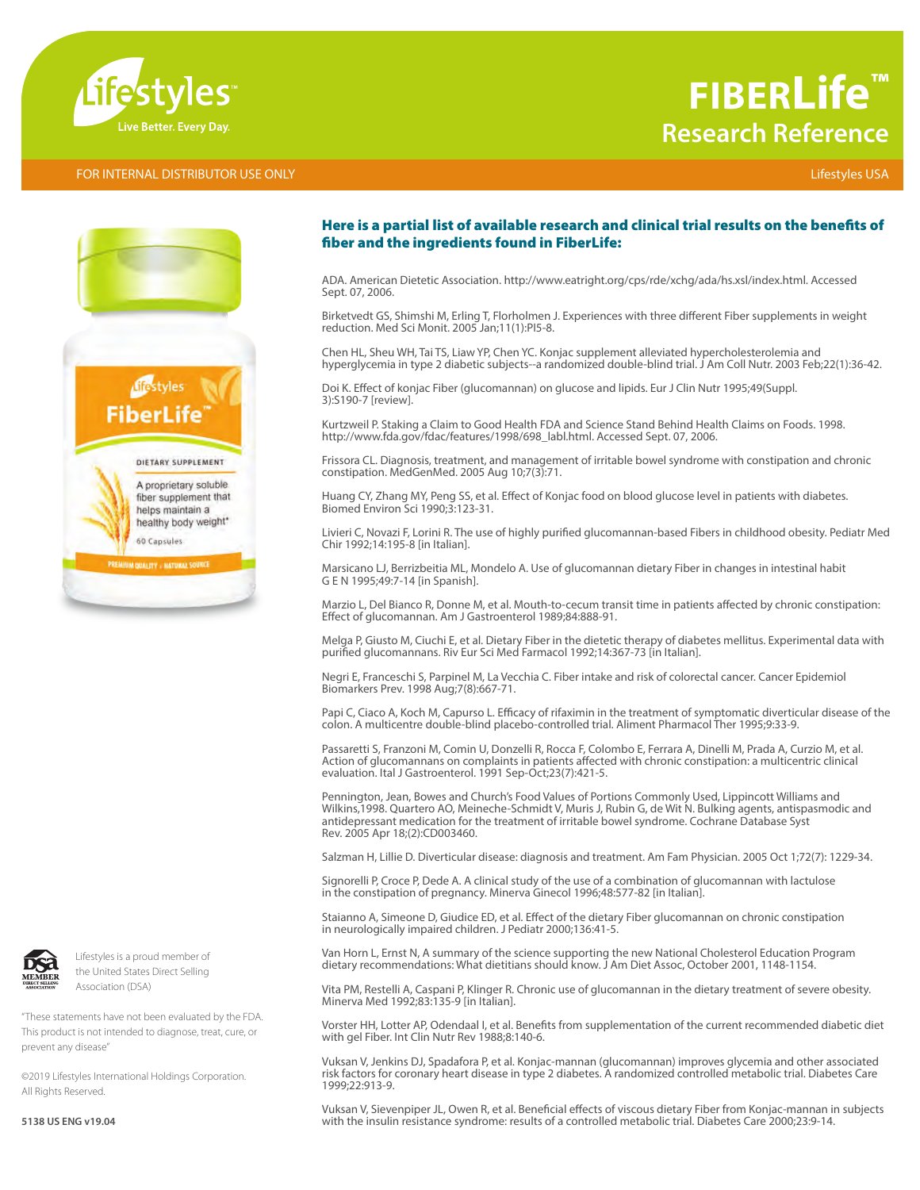# FIBERLife™ Research Reference

FOR INTERNAL DISTRIBUTOR USE ONLY

Lifestyles USA

## Here is a partial list of available research and clinical trial results on the benefits of fiber and the ingredients found in FiberLife:

ADA. American Dietetic Association. http://www.eatright.org/cps/rde/xchg/ada/hs.xsl/index.html. Accessed Sept. 07, 2006.

Birketvedt GS, Shimshi M, Erling T, Florholmen J. Experiences with three different Fiber supplements in weight reduction. Med Sci Monit. 2005 Jan;11(1):PI5-8.

Chen HL, Sheu WH, Tai TS, Liaw YP, Chen YC. Konjac supplement alleviated hypercholesterolemia and hyperglycemia in type 2 diabetic subjects--a randomized double-blind trial. J Am Coll Nutr. 2003 Feb;22(1):36-42.

Doi K. Effect of konjac Fiber (glucomannan) on glucose and lipids. Eur J Clin Nutr 1995;49(Suppl. 3):S190-7 [review].

Kurtzweil P. Staking a Claim to Good Health FDA and Science Stand Behind Health Claims on Foods. 1998. http://www.fda.gov/fdac/features/1998/698_labl.html. Accessed Sept. 07, 2006.

Frissora CL. Diagnosis, treatment, and management of irritable bowel syndrome with constipation and chronic constipation. MedGenMed. 2005 Aug 10;7(3):71.

Huang CY, Zhang MY, Peng SS, et al. Effect of Konjac food on blood glucose level in patients with diabetes. Biomed Environ Sci 1990;3:123-31.

Livieri C, Novazi F, Lorini R. The use of highly purified glucomannan-based Fibers in childhood obesity. Pediatr Med Chir 1992;14:195-8 [in Italian].

Marsicano LJ, Berrizbeitia ML, Mondelo A. Use of glucomannan dietary Fiber in changes in intestinal habit G E N 1995;49:7-14 [in Spanish].

Marzio L, Del Bianco R, Donne M, et al. Mouth-to-cecum transit time in patients affected by chronic constipation: Effect of glucomannan. Am J Gastroenterol 1989;84:888-91.

Melga P, Giusto M, Ciuchi E, et al. Dietary Fiber in the dietetic therapy of diabetes mellitus. Experimental data with purified glucomannans. Riv Eur Sci Med Farmacol 1992;14:367-73 [in Italian].

Negri E, Franceschi S, Parpinel M, La Vecchia C. Fiber intake and risk of colorectal cancer. Cancer Epidemiol Biomarkers Prev. 1998 Aug;7(8):667-71.

Papi C, Ciaco A, Koch M, Capurso L. Efficacy of rifaximin in the treatment of symptomatic diverticular disease of the colon. A multicentre double-blind placebo-controlled trial. Aliment Pharmacol Ther 1995;9:33-9.

Passaretti S, Franzoni M, Comin U, Donzelli R, Rocca F, Colombo E, Ferrara A, Dinelli M, Prada A, Curzio M, et al. Action of glucomannans on complaints in patients affected with chronic constipation: a multicentric clinical evaluation. Ital J Gastroenterol. 1991 Sep-Oct;23(7):421-5.

Pennington, Jean, Bowes and Church's Food Values of Portions Commonly Used, Lippincott Williams and Wilkins,1998. Quartero AO, Meineche-Schmidt V, Muris J, Rubin G, de Wit N. Bulking agents, antispasmodic and antidepressant medication for the treatment of irritable bowel syndrome. Cochrane Database Syst Rev. 2005 Apr 18;(2):CD003460.

Salzman H, Lillie D. Diverticular disease: diagnosis and treatment. Am Fam Physician. 2005 Oct 1;72(7): 1229-34.

Signorelli P, Croce P, Dede A. A clinical study of the use of a combination of glucomannan with lactulose in the constipation of pregnancy. Minerva Ginecol 1996;48:577-82 [in Italian].

Staianno A, Simeone D, Giudice ED, et al. Effect of the dietary Fiber glucomannan on chronic constipation in neurologically impaired children. J Pediatr 2000;136:41-5.

Van Horn L, Ernst N, A summary of the science supporting the new National Cholesterol Education Program dietary recommendations: What dietitians should know. J Am Diet Assoc, October 2001, 1148-1154.

Vita PM, Restelli A, Caspani P, Klinger R. Chronic use of glucomannan in the dietary treatment of severe obesity. Minerva Med 1992;83:135-9 [in Italian].

Vorster HH, Lotter AP, Odendaal I, et al. Benefits from supplementation of the current recommended diabetic diet with gel Fiber. Int Clin Nutr Rev 1988;8:140-6.

Vuksan V, Jenkins DJ, Spadafora P, et al. Konjac-mannan (glucomannan) improves glycemia and other associated risk factors for coronary heart disease in type 2 diabetes. A randomized controlled metabolic trial. Diabetes Care 1999;22:913-9.

Vuksan V, Sievenpiper JL, Owen R, et al. Beneficial effects of viscous dietary Fiber from Konjac-mannan in subjects with the insulin resistance syndrome: results of a controlled metabolic trial. Diabetes Care 2000;23:9-14.

Lifestyles is a proud member of the United States Direct Selling Association (DSA)

"These statements have not been evaluated by the FDA. This product is not intended to diagnose, treat, cure, or prevent any disease"

©2019 Lifestyles International Holdings Corporation. All Rights Reserved.

**5138 US ENG v19.04**